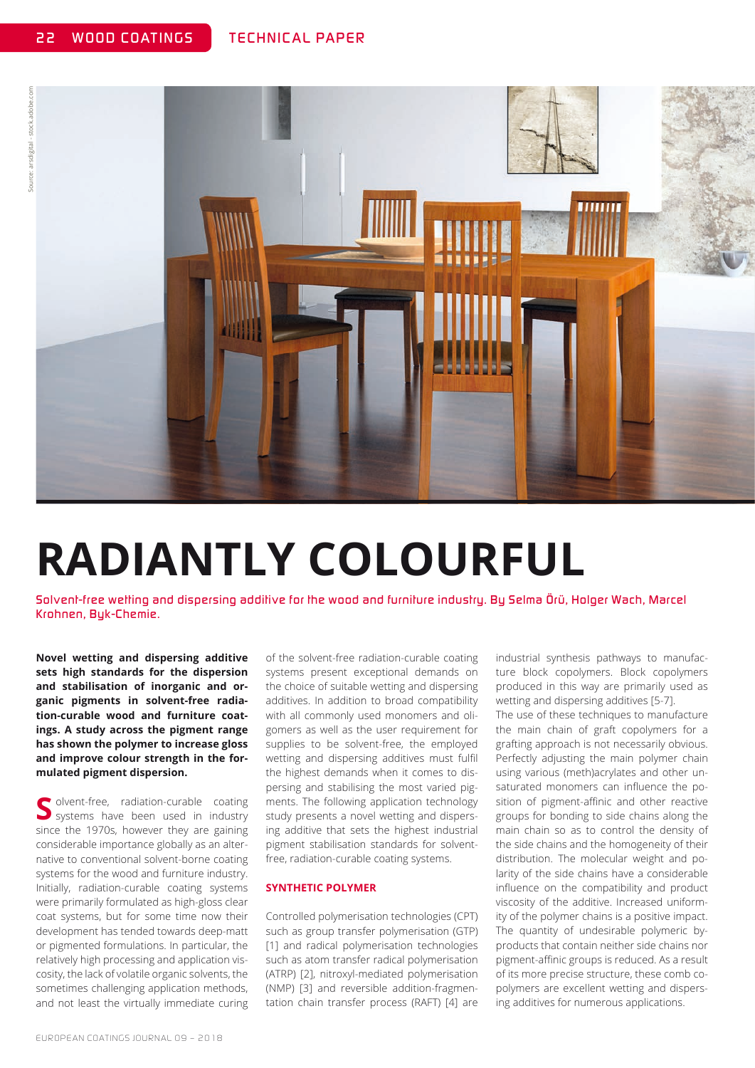# RADIANTLY COLOURFUL

Solvent-free wetting and dispersing additive for the wood and furniture industry. By Selma Örü, Holger Wach, Marcel Krohnen, Byk-Chemie.

**Novel wetting and dispersing additive sets high standards for the dispersion and stabilisation of inorganic and organic pigments in solvent-free radiation-curable wood and furniture coatings. A study across the pigment range has shown the polymer to increase gloss and improve colour strength in the formulated pigment dispersion.**

Solvent-free, radiation-curable coating systems have been used in industry since the 1970s, however they are gaining considerable importance globally as an alternative to conventional solvent-borne coating systems for the wood and furniture industry. Initially, radiation-curable coating systems were primarily formulated as high-gloss clear coat systems, but for some time now their development has tended towards deep-matt or pigmented formulations. In particular, the relatively high processing and application viscosity, the lack of volatile organic solvents, the sometimes challenging application methods, and not least the virtually immediate curing of the solvent-free radiation-curable coating systems present exceptional demands on the choice of suitable wetting and dispersing additives. In addition to broad compatibility with all commonly used monomers and oligomers as well as the user requirement for supplies to be solvent-free, the employed wetting and dispersing additives must fulfil the highest demands when it comes to dispersing and stabilising the most varied pigments. The following application technology study presents a novel wetting and dispersing additive that sets the highest industrial pigment stabilisation standards for solvent-free, radiation-curable coating systems.

## SYNTHETIC POLYMER

Controlled polymerisation technologies (CPT) such as group transfer polymerisation (GTP) [1] and radical polymerisation technologies such as atom transfer radical polymerisation (ATRP) [2], nitroxyl-mediated polymerisation (NMP) [3] and reversible addition-fragmentation chain transfer process (RAFT) [4] are industrial synthesis pathways to manufacture block copolymers. Block copolymers produced in this way are primarily used as wetting and dispersing additives [5-7].

The use of these techniques to manufacture the main chain of graft copolymers for a grafting approach is not necessarily obvious. Perfectly adjusting the main polymer chain using various (meth)acrylates and other unsaturated monomers can influence the position of pigment-affinic and other reactive groups for bonding to side chains along the main chain so as to control the density of the side chains and the homogeneity of their distribution. The molecular weight and polarity of the side chains have a considerable influence on the compatibility and product viscosity of the additive. Increased uniformity of the polymer chains is a positive impact. The quantity of undesirable polymeric by-products that contain neither side chains nor pigment-affinic groups is reduced. As a result of its more precise structure, these comb copolymers are excellent wetting and dispersing additives for numerous applications.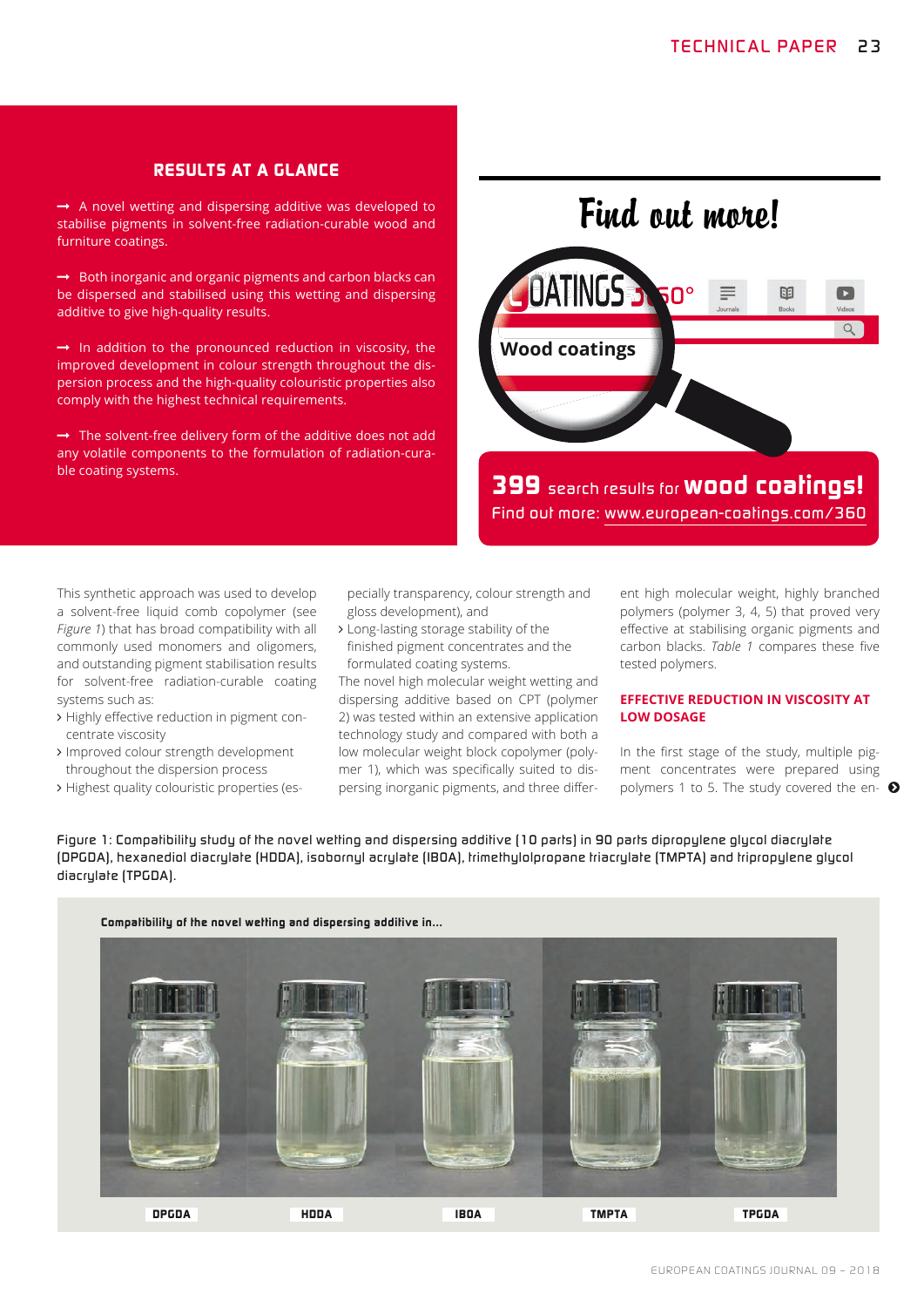## RESULTS AT A GLANCE

→ A novel wetting and dispersing additive was developed to stabilise pigments in solvent-free radiation-curable wood and furniture coatings.

→ Both inorganic and organic pigments and carbon blacks can be dispersed and stabilised using this wetting and dispersing additive to give high-quality results.

→ In addition to the pronounced reduction in viscosity, the improved development in colour strength throughout the dispersion process and the high-quality colouristic properties also comply with the highest technical requirements.

→ The solvent-free delivery form of the additive does not add any volatile components to the formulation of radiation-curable coating systems.

Find out more!

COATINGS 360°

Wood coatings

**399** search results for **wood coatings!**
Find out more: www.european-coatings.com/360

This synthetic approach was used to develop a solvent-free liquid comb copolymer (see *Figure 1*) that has broad compatibility with all commonly used monomers and oligomers, and outstanding pigment stabilisation results for solvent-free radiation-curable coating systems such as:

- Highly effective reduction in pigment concentrate viscosity
- Improved colour strength development throughout the dispersion process
- Highest quality colouristic properties (especially transparency, colour strength and gloss development), and
- Long-lasting storage stability of the finished pigment concentrates and the formulated coating systems.

The novel high molecular weight wetting and dispersing additive based on CPT (polymer 2) was tested within an extensive application technology study and compared with both a low molecular weight block copolymer (polymer 1), which was specifically suited to dispersing inorganic pigments, and three different high molecular weight, highly branched polymers (polymer 3, 4, 5) that proved very effective at stabilising organic pigments and carbon blacks. *Table 1* compares these five tested polymers.

### EFFECTIVE REDUCTION IN VISCOSITY AT LOW DOSAGE

In the first stage of the study, multiple pigment concentrates were prepared using polymers 1 to 5. The study covered the en-

Figure 1: Compatibility study of the novel wetting and dispersing additive (10 parts) in 90 parts dipropylene glycol diacrylate (DPGDA), hexanediol diacrylate (HDDA), isobornyl acrylate (IBOA), trimethylolpropane triacrylate (TMPTA) and tripropylene glycol diacrylate (TPGDA).

Compatibility of the novel wetting and dispersing additive in...

DPGDA HDDA IBOA TMPTA TPGDA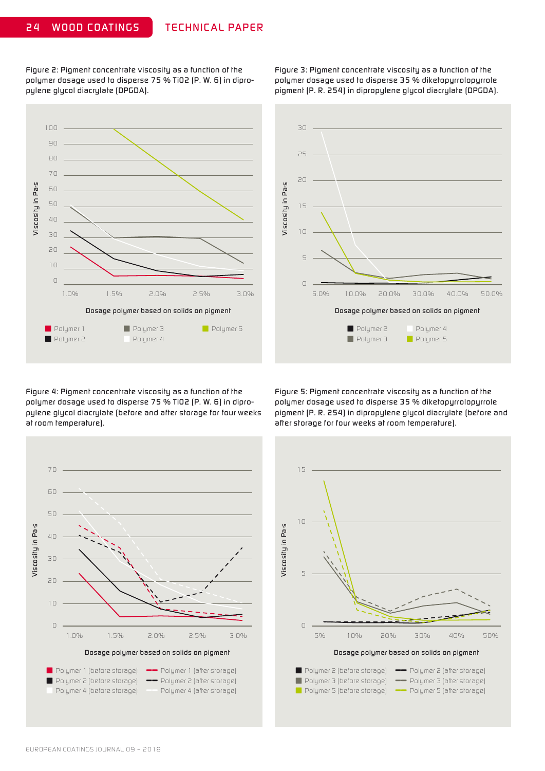Figure 2: Pigment concentrate viscosity as a function of the polymer dosage used to disperse 75 % TiO2 (P. W. 6) in dipropylene glycol diacrylate (DPGDA).

Figure 3: Pigment concentrate viscosity as a function of the polymer dosage used to disperse 35 % diketopyrrolopyrrole pigment (P. R. 254) in dipropylene glycol diacrylate (DPGDA).

Figure 4: Pigment concentrate viscosity as a function of the polymer dosage used to disperse 75 % TiO2 (P. W. 6) in dipropylene glycol diacrylate (before and after storage for four weeks at room temperature).

Figure 5: Pigment concentrate viscosity as a function of the polymer dosage used to disperse 35 % diketopyrrolopyrrole pigment (P. R. 254) in dipropylene glycol diacrylate (before and after storage for four weeks at room temperature).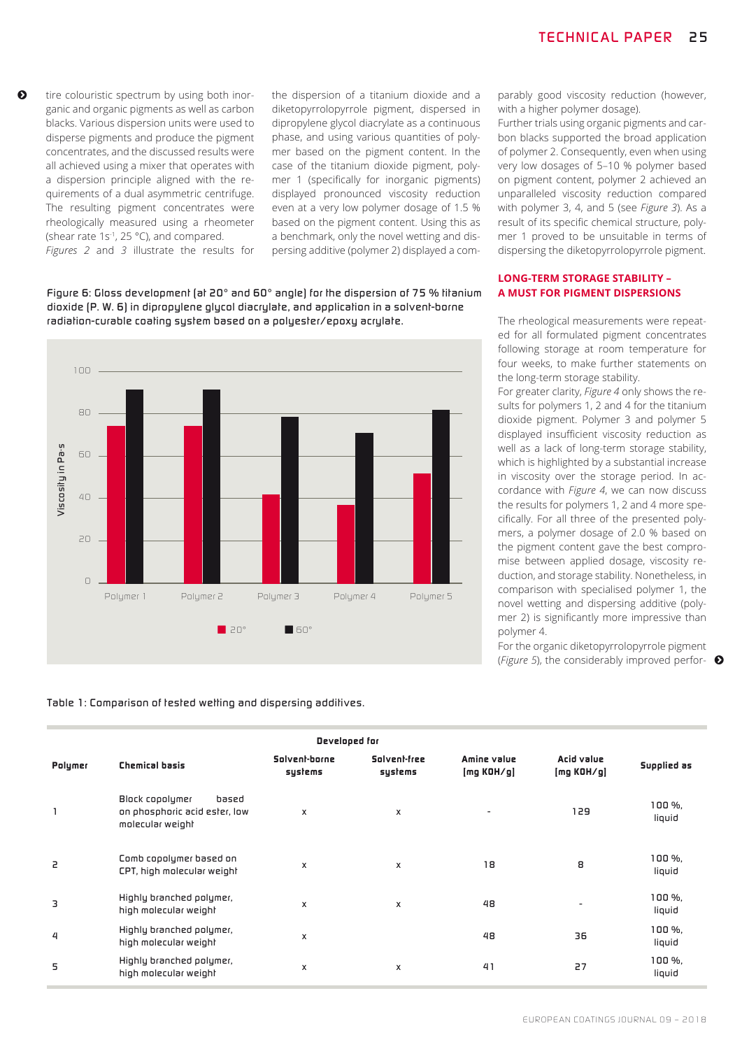tire colouristic spectrum by using both inorganic and organic pigments as well as carbon blacks. Various dispersion units were used to disperse pigments and produce the pigment concentrates, and the discussed results were all achieved using a mixer that operates with a dispersion principle aligned with the requirements of a dual asymmetric centrifuge. The resulting pigment concentrates were rheologically measured using a rheometer (shear rate 1s$^{-1}$, 25 °C), and compared.

*Figures 2* and *3* illustrate the results for the dispersion of a titanium dioxide and a diketopyrrolopyrrole pigment, dispersed in dipropylene glycol diacrylate as a continuous phase, and using various quantities of polymer based on the pigment content. In the case of the titanium dioxide pigment, polymer 1 (specifically for inorganic pigments) displayed pronounced viscosity reduction even at a very low polymer dosage of 1.5 % based on the pigment content. Using this as a benchmark, only the novel wetting and dispersing additive (polymer 2) displayed a comparably good viscosity reduction (however, with a higher polymer dosage).

Further trials using organic pigments and carbon blacks supported the broad application of polymer 2. Consequently, even when using very low dosages of 5–10 % polymer based on pigment content, polymer 2 achieved an unparalleled viscosity reduction compared with polymer 3, 4, and 5 (see *Figure 3*). As a result of its specific chemical structure, polymer 1 proved to be unsuitable in terms of dispersing the diketopyrrolopyrrole pigment.

Figure 6: Gloss development (at 20° and 60° angle) for the dispersion of 75 % titanium dioxide (P. W. 6) in dipropylene glycol diacrylate, and application in a solvent-borne radiation-curable coating system based on a polyester/epoxy acrylate.

## LONG-TERM STORAGE STABILITY – A MUST FOR PIGMENT DISPERSIONS

The rheological measurements were repeated for all formulated pigment concentrates following storage at room temperature for four weeks, to make further statements on the long-term storage stability.

For greater clarity, *Figure 4* only shows the results for polymers 1, 2 and 4 for the titanium dioxide pigment. Polymer 3 and polymer 5 displayed insufficient viscosity reduction as well as a lack of long-term storage stability, which is highlighted by a substantial increase in viscosity over the storage period. In accordance with *Figure 4*, we can now discuss the results for polymers 1, 2 and 4 more specifically. For all three of the presented polymers, a polymer dosage of 2.0 % based on the pigment content gave the best compromise between applied dosage, viscosity reduction, and storage stability. Nonetheless, in comparison with specialised polymer 1, the novel wetting and dispersing additive (polymer 2) is significantly more impressive than polymer 4.

For the organic diketopyrrolopyrrole pigment (*Figure 5*), the considerably improved perfor-

Table 1: Comparison of tested wetting and dispersing additives.

| Polymer | Chemical basis | Developed for: Solvent-borne systems | Developed for: Solvent-free systems | Amine value [mg KOH/g] | Acid value [mg KOH/g] | Supplied as |
|---|---|---|---|---|---|---|
| 1 | Block copolymer based on phosphoric acid ester, low molecular weight | x | x | - | 129 | 100 %, liquid |
| 2 | Comb copolymer based on CPT, high molecular weight | x | x | 18 | 8 | 100 %, liquid |
| 3 | Highly branched polymer, high molecular weight | x | x | 48 | - | 100 %, liquid |
| 4 | Highly branched polymer, high molecular weight | x | | 48 | 36 | 100 %, liquid |
| 5 | Highly branched polymer, high molecular weight | x | x | 41 | 27 | 100 %, liquid |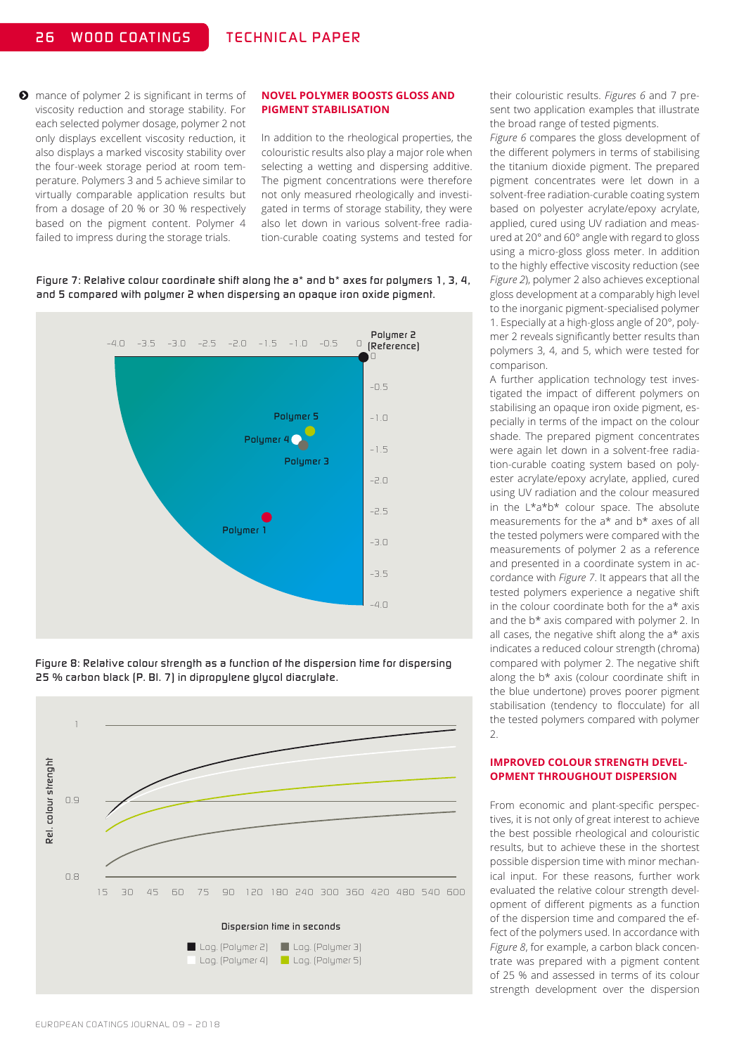mance of polymer 2 is significant in terms of viscosity reduction and storage stability. For each selected polymer dosage, polymer 2 not only displays excellent viscosity reduction, it also displays a marked viscosity stability over the four-week storage period at room temperature. Polymers 3 and 5 achieve similar to virtually comparable application results but from a dosage of 20 % or 30 % respectively based on the pigment content. Polymer 4 failed to impress during the storage trials.

## NOVEL POLYMER BOOSTS GLOSS AND PIGMENT STABILISATION

In addition to the rheological properties, the colouristic results also play a major role when selecting a wetting and dispersing additive. The pigment concentrations were therefore not only measured rheologically and investigated in terms of storage stability, they were also let down in various solvent-free radiation-curable coating systems and tested for their colouristic results. *Figures 6* and 7 present two application examples that illustrate the broad range of tested pigments.

*Figure 6* compares the gloss development of the different polymers in terms of stabilising the titanium dioxide pigment. The prepared pigment concentrates were let down in a solvent-free radiation-curable coating system based on polyester acrylate/epoxy acrylate, applied, cured using UV radiation and measured at 20° and 60° angle with regard to gloss using a micro-gloss gloss meter. In addition to the highly effective viscosity reduction (see *Figure 2*), polymer 2 also achieves exceptional gloss development at a comparably high level to the inorganic pigment-specialised polymer 1. Especially at a high-gloss angle of 20°, polymer 2 reveals significantly better results than polymers 3, 4, and 5, which were tested for comparison.

A further application technology test investigated the impact of different polymers on stabilising an opaque iron oxide pigment, especially in terms of the impact on the colour shade. The prepared pigment concentrates were again let down in a solvent-free radiation-curable coating system based on polyester acrylate/epoxy acrylate, applied, cured using UV radiation and the colour measured in the L*a*b* colour space. The absolute measurements for the a* and b* axes of all the tested polymers were compared with the measurements of polymer 2 as a reference and presented in a coordinate system in accordance with *Figure 7*. It appears that all the tested polymers experience a negative shift in the colour coordinate both for the a* axis and the b* axis compared with polymer 2. In all cases, the negative shift along the a* axis indicates a reduced colour strength (chroma) compared with polymer 2. The negative shift along the b* axis (colour coordinate shift in the blue undertone) proves poorer pigment stabilisation (tendency to flocculate) for all the tested polymers compared with polymer 2.

Figure 7: Relative colour coordinate shift along the a* and b* axes for polymers 1, 3, 4, and 5 compared with polymer 2 when dispersing an opaque iron oxide pigment.

Figure 8: Relative colour strength as a function of the dispersion time for dispersing 25 % carbon black (P. Bl. 7) in dipropylene glycol diacrylate.

## IMPROVED COLOUR STRENGTH DEVELOPMENT THROUGHOUT DISPERSION

From economic and plant-specific perspectives, it is not only of great interest to achieve the best possible rheological and colouristic results, but to achieve these in the shortest possible dispersion time with minor mechanical input. For these reasons, further work evaluated the relative colour strength development of different pigments as a function of the dispersion time and compared the effect of the polymers used. In accordance with *Figure 8*, for example, a carbon black concentrate was prepared with a pigment content of 25 % and assessed in terms of its colour strength development over the dispersion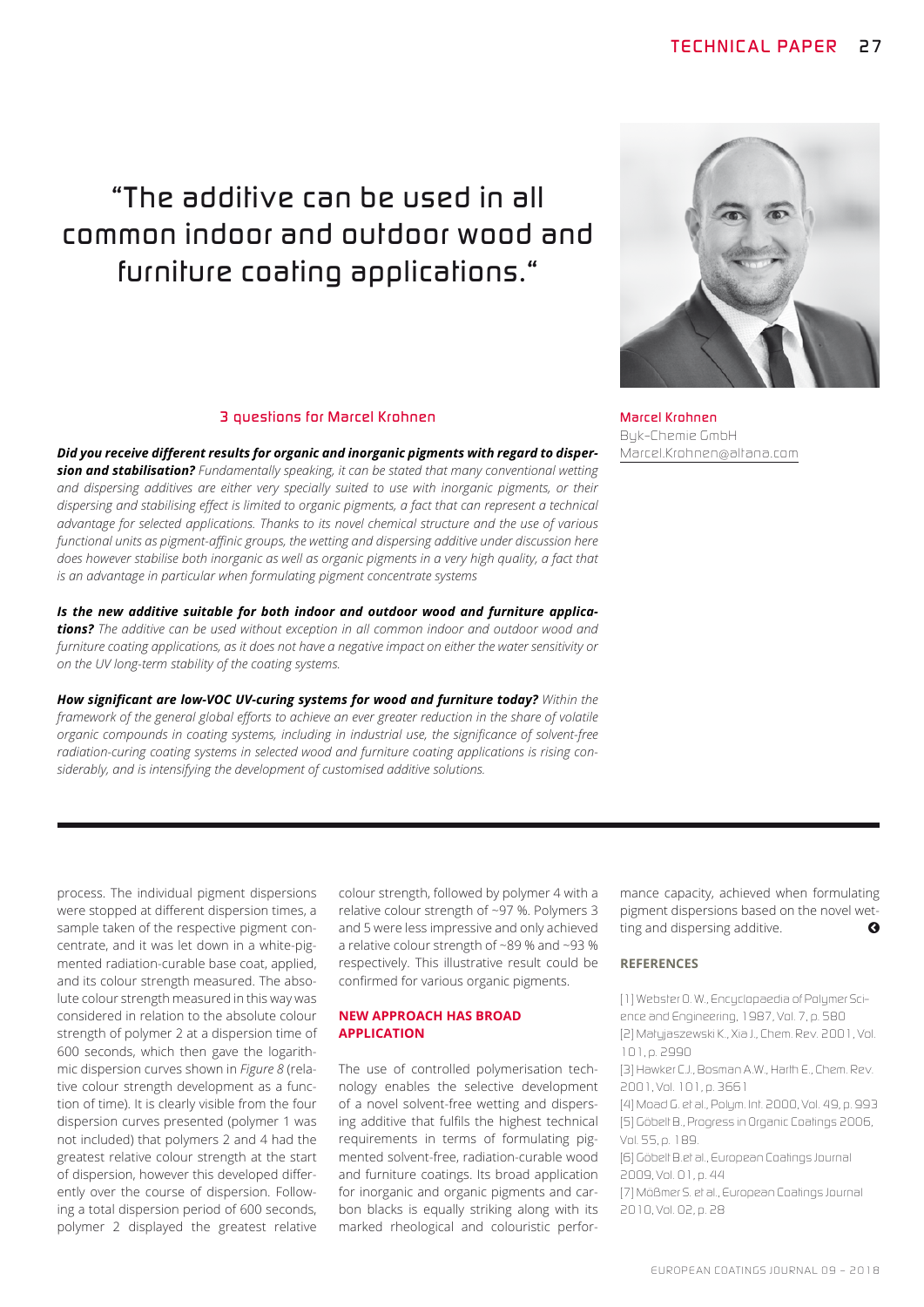# "The additive can be used in all common indoor and outdoor wood and furniture coating applications."

Marcel Krohnen
Byk-Chemie GmbH
Marcel.Krohnen@altana.com

## 3 questions for Marcel Krohnen

***Did you receive different results for organic and inorganic pigments with regard to dispersion and stabilisation?*** *Fundamentally speaking, it can be stated that many conventional wetting and dispersing additives are either very specially suited to use with inorganic pigments, or their dispersing and stabilising effect is limited to organic pigments, a fact that can represent a technical advantage for selected applications. Thanks to its novel chemical structure and the use of various functional units as pigment-affinic groups, the wetting and dispersing additive under discussion here does however stabilise both inorganic as well as organic pigments in a very high quality, a fact that is an advantage in particular when formulating pigment concentrate systems*

***Is the new additive suitable for both indoor and outdoor wood and furniture applications?*** *The additive can be used without exception in all common indoor and outdoor wood and furniture coating applications, as it does not have a negative impact on either the water sensitivity or on the UV long-term stability of the coating systems.*

***How significant are low-VOC UV-curing systems for wood and furniture today?*** *Within the framework of the general global efforts to achieve an ever greater reduction in the share of volatile organic compounds in coating systems, including in industrial use, the significance of solvent-free radiation-curing coating systems in selected wood and furniture coating applications is rising considerably, and is intensifying the development of customised additive solutions.*

---

process. The individual pigment dispersions were stopped at different dispersion times, a sample taken of the respective pigment concentrate, and it was let down in a white-pigmented radiation-curable base coat, applied, and its colour strength measured. The absolute colour strength measured in this way was considered in relation to the absolute colour strength of polymer 2 at a dispersion time of 600 seconds, which then gave the logarithmic dispersion curves shown in *Figure 8* (relative colour strength development as a function of time). It is clearly visible from the four dispersion curves presented (polymer 1 was not included) that polymers 2 and 4 had the greatest relative colour strength at the start of dispersion, however this developed differently over the course of dispersion. Following a total dispersion period of 600 seconds, polymer 2 displayed the greatest relative colour strength, followed by polymer 4 with a relative colour strength of ~97 %. Polymers 3 and 5 were less impressive and only achieved a relative colour strength of ~89 % and ~93 % respectively. This illustrative result could be confirmed for various organic pigments.

### NEW APPROACH HAS BROAD APPLICATION

The use of controlled polymerisation technology enables the selective development of a novel solvent-free wetting and dispersing additive that fulfils the highest technical requirements in terms of formulating pigmented solvent-free, radiation-curable wood and furniture coatings. Its broad application for inorganic and organic pigments and carbon blacks is equally striking along with its marked rheological and colouristic performance capacity, achieved when formulating pigment dispersions based on the novel wetting and dispersing additive.

### REFERENCES

[1] Webster O. W., Encyclopaedia of Polymer Science and Engineering, 1987, Vol. 7, p. 580
[2] Matyjaszewski K., Xia J., Chem. Rev. 2001, Vol. 101, p. 2990
[3] Hawker C.J., Bosman A.W., Harth E., Chem. Rev. 2001, Vol. 101, p. 3661
[4] Moad G. et al., Polym. Int. 2000, Vol. 49, p. 993
[5] Göbelt B., Progress in Organic Coatings 2006, Vol. 55, p. 189.
[6] Göbelt B.et al., European Coatings Journal 2009, Vol. 01, p. 44
[7] Mößmer S. et al., European Coatings Journal 2010, Vol. 02, p. 28